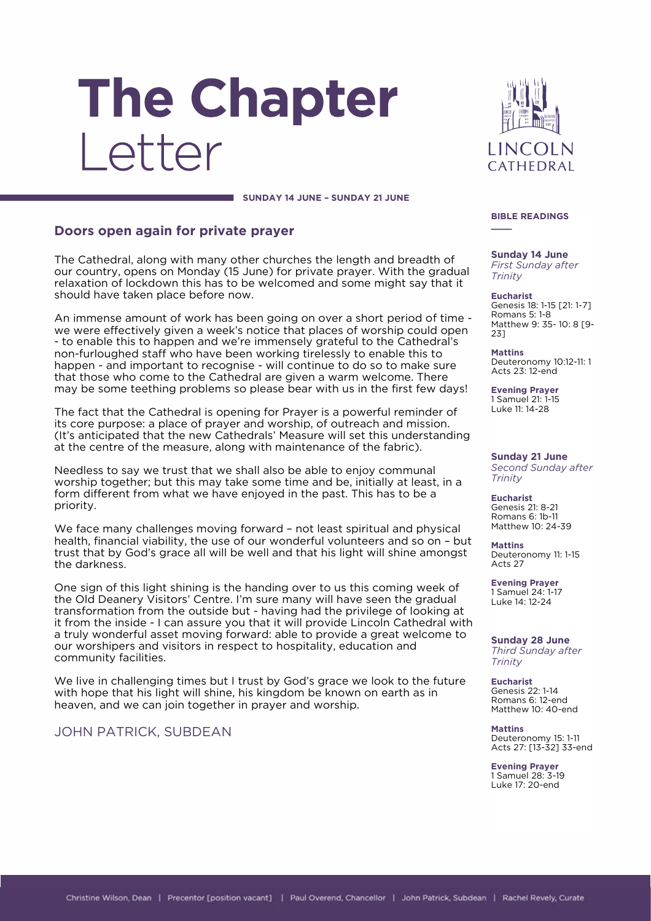# The Chapter Letter

LINCOLN CATHEDRAL

**SUNDAY 14 JUNE – SUNDAY 21 JUNE**

## Doors open again for private prayer

The Cathedral, along with many other churches the length and breadth of our country, opens on Monday (15 June) for private prayer. With the gradual relaxation of lockdown this has to be welcomed and some might say that it should have taken place before now.

An immense amount of work has been going on over a short period of time - we were effectively given a week's notice that places of worship could open - to enable this to happen and we're immensely grateful to the Cathedral's non-furloughed staff who have been working tirelessly to enable this to happen - and important to recognise - will continue to do so to make sure that those who come to the Cathedral are given a warm welcome. There may be some teething problems so please bear with us in the first few days!

The fact that the Cathedral is opening for Prayer is a powerful reminder of its core purpose: a place of prayer and worship, of outreach and mission. (It's anticipated that the new Cathedrals' Measure will set this understanding at the centre of the measure, along with maintenance of the fabric).

Needless to say we trust that we shall also be able to enjoy communal worship together; but this may take some time and be, initially at least, in a form different from what we have enjoyed in the past. This has to be a priority.

We face many challenges moving forward – not least spiritual and physical health, financial viability, the use of our wonderful volunteers and so on – but trust that by God's grace all will be well and that his light will shine amongst the darkness.

One sign of this light shining is the handing over to us this coming week of the Old Deanery Visitors' Centre. I'm sure many will have seen the gradual transformation from the outside but - having had the privilege of looking at it from the inside - I can assure you that it will provide Lincoln Cathedral with a truly wonderful asset moving forward: able to provide a great welcome to our worshipers and visitors in respect to hospitality, education and community facilities.

We live in challenging times but I trust by God's grace we look to the future with hope that his light will shine, his kingdom be known on earth as in heaven, and we can join together in prayer and worship.

JOHN PATRICK, SUBDEAN

### BIBLE READINGS

**Sunday 14 June**
*First Sunday after Trinity*

**Eucharist**
Genesis 18: 1-15 [21: 1-7]
Romans 5: 1-8
Matthew 9: 35- 10: 8 [9-23]

**Mattins**
Deuteronomy 10:12-11: 1
Acts 23: 12-end

**Evening Prayer**
1 Samuel 21: 1-15
Luke 11: 14-28

**Sunday 21 June**
*Second Sunday after Trinity*

**Eucharist**
Genesis 21: 8-21
Romans 6: 1b-11
Matthew 10: 24-39

**Mattins**
Deuteronomy 11: 1-15
Acts 27

**Evening Prayer**
1 Samuel 24: 1-17
Luke 14: 12-24

**Sunday 28 June**
*Third Sunday after Trinity*

**Eucharist**
Genesis 22: 1-14
Romans 6: 12-end
Matthew 10: 40-end

**Mattins**
Deuteronomy 15: 1-11
Acts 27: [13-32] 33-end

**Evening Prayer**
1 Samuel 28: 3-19
Luke 17: 20-end

Christine Wilson, Dean | Precentor [position vacant] | Paul Overend, Chancellor | John Patrick, Subdean | Rachel Revely, Curate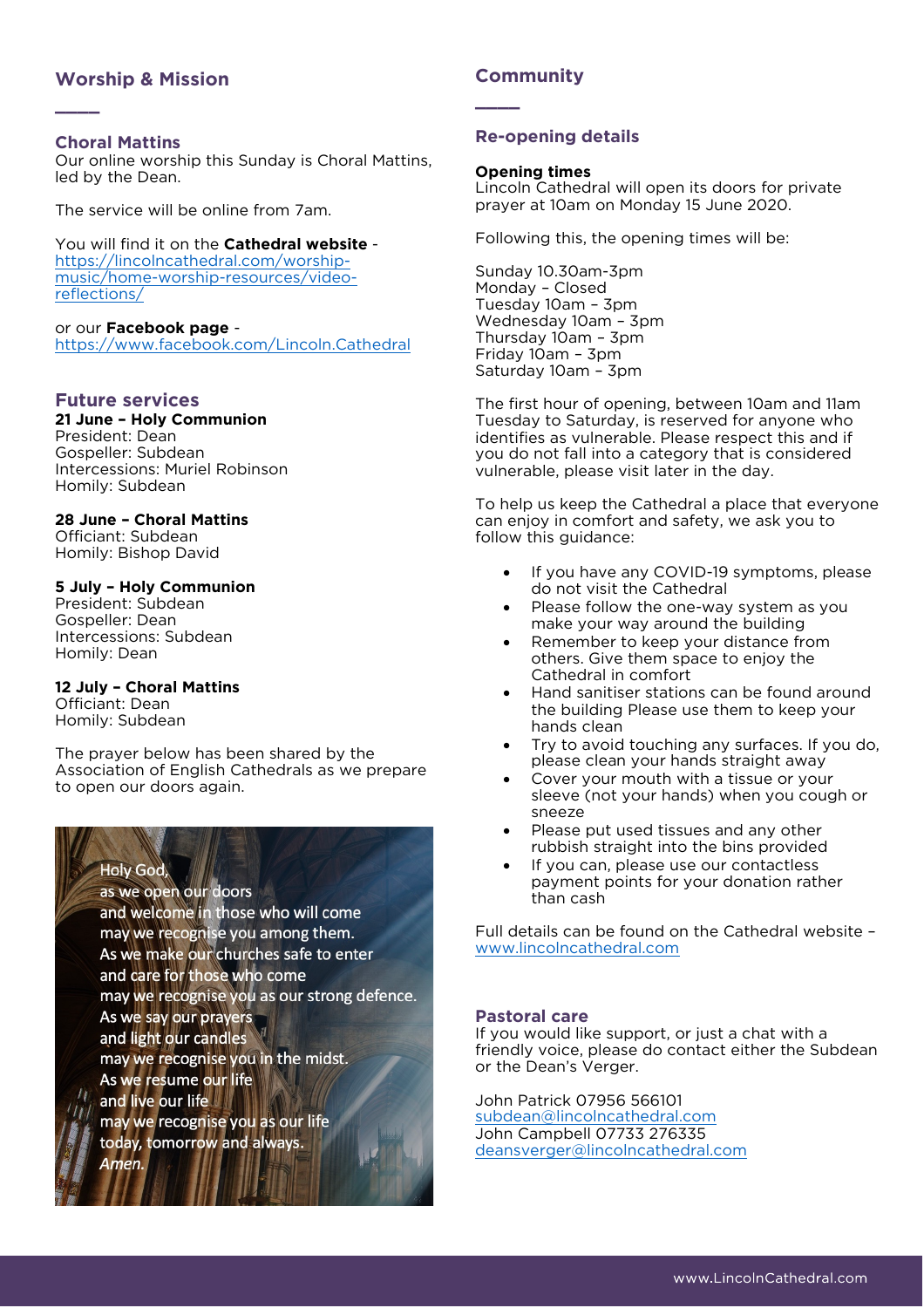## Worship & Mission

### Choral Mattins

Our online worship this Sunday is Choral Mattins, led by the Dean.

The service will be online from 7am.

You will find it on the **Cathedral website** - https://lincolncathedral.com/worship-music/home-worship-resources/video-reflections/

or our **Facebook page** - https://www.facebook.com/Lincoln.Cathedral

### Future services

**21 June – Holy Communion**
President: Dean
Gospeller: Subdean
Intercessions: Muriel Robinson
Homily: Subdean

**28 June – Choral Mattins**
Officiant: Subdean
Homily: Bishop David

**5 July – Holy Communion**
President: Subdean
Gospeller: Dean
Intercessions: Subdean
Homily: Dean

**12 July – Choral Mattins**
Officiant: Dean
Homily: Subdean

The prayer below has been shared by the Association of English Cathedrals as we prepare to open our doors again.

Holy God,
as we open our doors
and welcome in those who will come
may we recognise you among them.
As we make our churches safe to enter
and care for those who come
may we recognise you as our strong defence.
As we say our prayers
and light our candles
may we recognise you in the midst.
As we resume our life
and live our life
may we recognise you as our life
today, tomorrow and always.
*Amen.*

## Community

### Re-opening details

**Opening times**
Lincoln Cathedral will open its doors for private prayer at 10am on Monday 15 June 2020.

Following this, the opening times will be:

Sunday 10.30am-3pm
Monday – Closed
Tuesday 10am – 3pm
Wednesday 10am – 3pm
Thursday 10am – 3pm
Friday 10am – 3pm
Saturday 10am – 3pm

The first hour of opening, between 10am and 11am Tuesday to Saturday, is reserved for anyone who identifies as vulnerable. Please respect this and if you do not fall into a category that is considered vulnerable, please visit later in the day.

To help us keep the Cathedral a place that everyone can enjoy in comfort and safety, we ask you to follow this guidance:

- If you have any COVID-19 symptoms, please do not visit the Cathedral
- Please follow the one-way system as you make your way around the building
- Remember to keep your distance from others. Give them space to enjoy the Cathedral in comfort
- Hand sanitiser stations can be found around the building Please use them to keep your hands clean
- Try to avoid touching any surfaces. If you do, please clean your hands straight away
- Cover your mouth with a tissue or your sleeve (not your hands) when you cough or sneeze
- Please put used tissues and any other rubbish straight into the bins provided
- If you can, please use our contactless payment points for your donation rather than cash

Full details can be found on the Cathedral website – www.lincolncathedral.com

### Pastoral care

If you would like support, or just a chat with a friendly voice, please do contact either the Subdean or the Dean's Verger.

John Patrick 07956 566101
subdean@lincolncathedral.com
John Campbell 07733 276335
deansverger@lincolncathedral.com